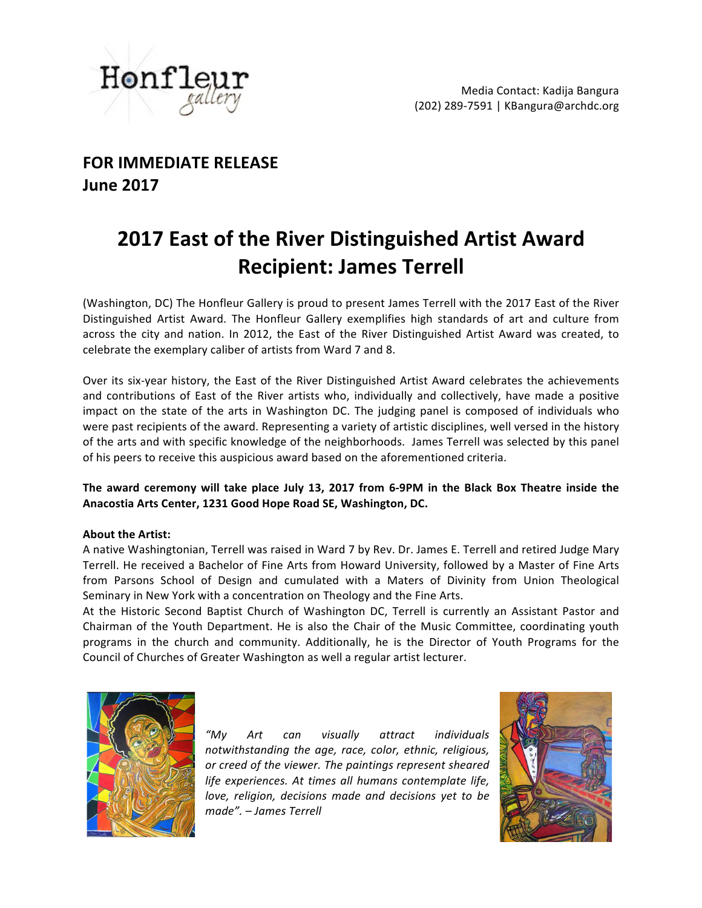Honfleur gallery

Media Contact: Kadija Bangura
(202) 289-7591 | KBangura@archdc.org

**FOR IMMEDIATE RELEASE**
**June 2017**

# 2017 East of the River Distinguished Artist Award Recipient: James Terrell

(Washington, DC) The Honfleur Gallery is proud to present James Terrell with the 2017 East of the River Distinguished Artist Award. The Honfleur Gallery exemplifies high standards of art and culture from across the city and nation. In 2012, the East of the River Distinguished Artist Award was created, to celebrate the exemplary caliber of artists from Ward 7 and 8.

Over its six-year history, the East of the River Distinguished Artist Award celebrates the achievements and contributions of East of the River artists who, individually and collectively, have made a positive impact on the state of the arts in Washington DC. The judging panel is composed of individuals who were past recipients of the award. Representing a variety of artistic disciplines, well versed in the history of the arts and with specific knowledge of the neighborhoods. James Terrell was selected by this panel of his peers to receive this auspicious award based on the aforementioned criteria.

**The award ceremony will take place July 13, 2017 from 6-9PM in the Black Box Theatre inside the Anacostia Arts Center, 1231 Good Hope Road SE, Washington, DC.**

**About the Artist:**
A native Washingtonian, Terrell was raised in Ward 7 by Rev. Dr. James E. Terrell and retired Judge Mary Terrell. He received a Bachelor of Fine Arts from Howard University, followed by a Master of Fine Arts from Parsons School of Design and cumulated with a Maters of Divinity from Union Theological Seminary in New York with a concentration on Theology and the Fine Arts.
At the Historic Second Baptist Church of Washington DC, Terrell is currently an Assistant Pastor and Chairman of the Youth Department. He is also the Chair of the Music Committee, coordinating youth programs in the church and community. Additionally, he is the Director of Youth Programs for the Council of Churches of Greater Washington as well a regular artist lecturer.

*"My Art can visually attract individuals notwithstanding the age, race, color, ethnic, religious, or creed of the viewer. The paintings represent sheared life experiences. At times all humans contemplate life, love, religion, decisions made and decisions yet to be made". – James Terrell*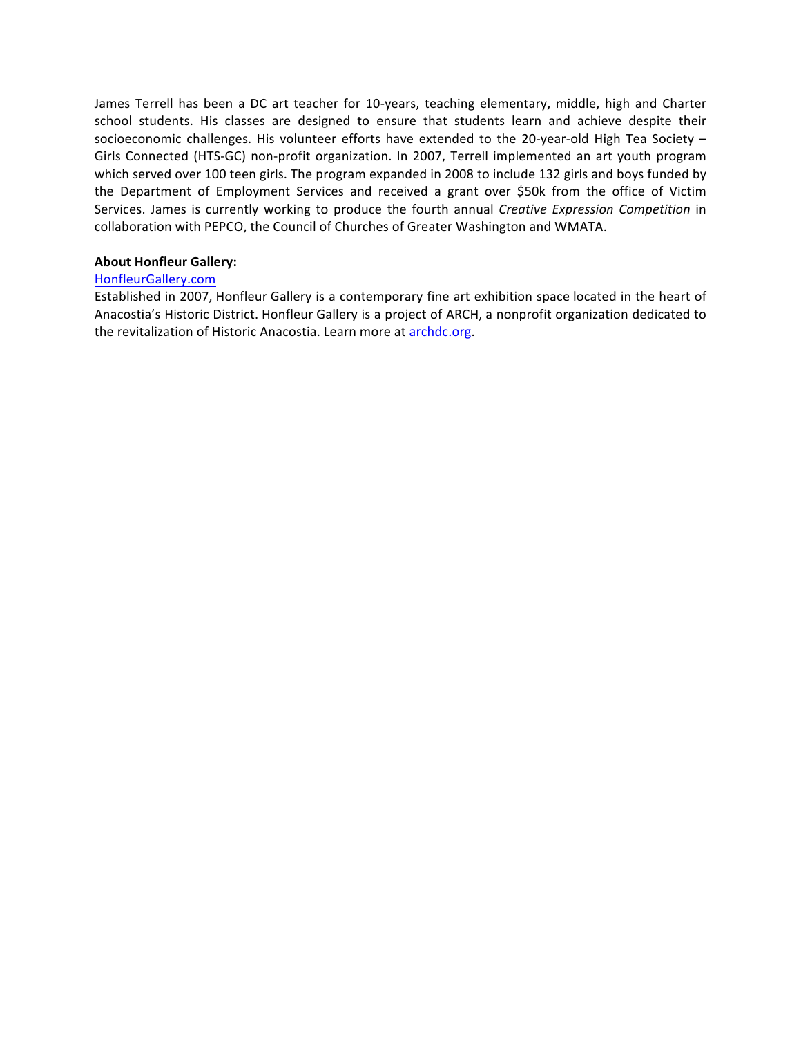James Terrell has been a DC art teacher for 10-years, teaching elementary, middle, high and Charter school students. His classes are designed to ensure that students learn and achieve despite their socioeconomic challenges. His volunteer efforts have extended to the 20-year-old High Tea Society – Girls Connected (HTS-GC) non-profit organization. In 2007, Terrell implemented an art youth program which served over 100 teen girls. The program expanded in 2008 to include 132 girls and boys funded by the Department of Employment Services and received a grant over $50k from the office of Victim Services. James is currently working to produce the fourth annual *Creative Expression Competition* in collaboration with PEPCO, the Council of Churches of Greater Washington and WMATA.

**About Honfleur Gallery:**

[HonfleurGallery.com](HonfleurGallery.com)

Established in 2007, Honfleur Gallery is a contemporary fine art exhibition space located in the heart of Anacostia's Historic District. Honfleur Gallery is a project of ARCH, a nonprofit organization dedicated to the revitalization of Historic Anacostia. Learn more at [archdc.org](archdc.org).